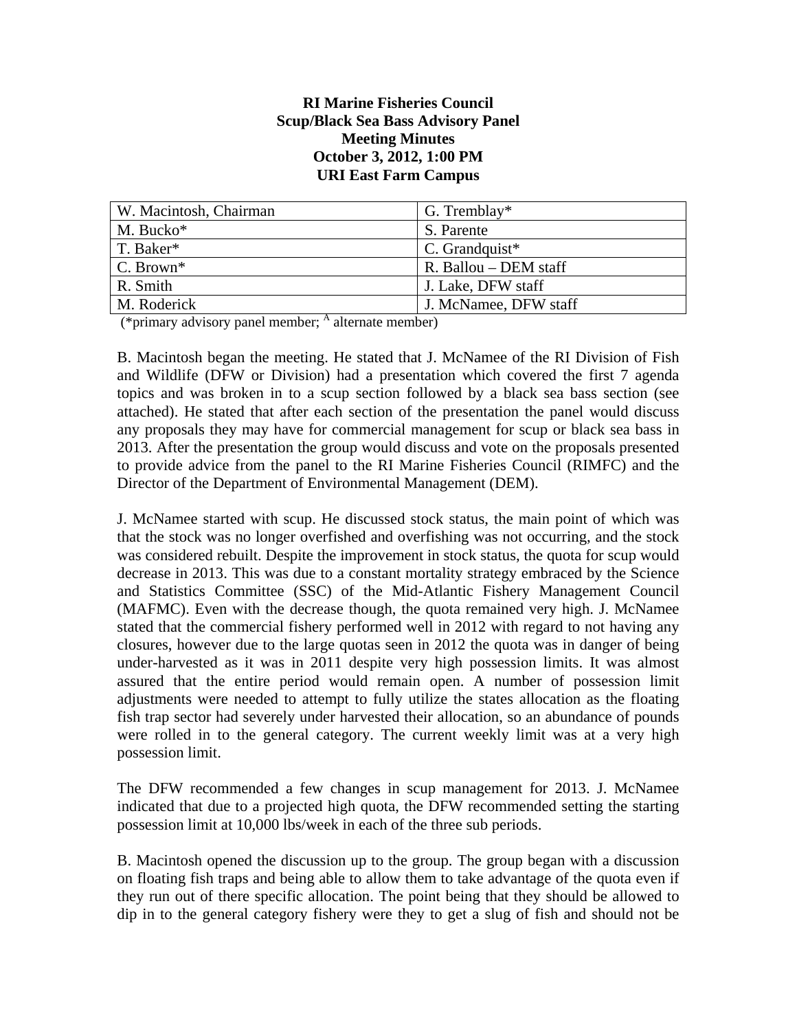**RI Marine Fisheries Council**
**Scup/Black Sea Bass Advisory Panel**
**Meeting Minutes**
**October 3, 2012, 1:00 PM**
**URI East Farm Campus**

| | |
|---|---|
| W. Macintosh, Chairman | G. Tremblay* |
| M. Bucko* | S. Parente |
| T. Baker* | C. Grandquist* |
| C. Brown* | R. Ballou – DEM staff |
| R. Smith | J. Lake, DFW staff |
| M. Roderick | J. McNamee, DFW staff |

(*primary advisory panel member; [A] alternate member)

B. Macintosh began the meeting. He stated that J. McNamee of the RI Division of Fish and Wildlife (DFW or Division) had a presentation which covered the first 7 agenda topics and was broken in to a scup section followed by a black sea bass section (see attached). He stated that after each section of the presentation the panel would discuss any proposals they may have for commercial management for scup or black sea bass in 2013. After the presentation the group would discuss and vote on the proposals presented to provide advice from the panel to the RI Marine Fisheries Council (RIMFC) and the Director of the Department of Environmental Management (DEM).

J. McNamee started with scup. He discussed stock status, the main point of which was that the stock was no longer overfished and overfishing was not occurring, and the stock was considered rebuilt. Despite the improvement in stock status, the quota for scup would decrease in 2013. This was due to a constant mortality strategy embraced by the Science and Statistics Committee (SSC) of the Mid-Atlantic Fishery Management Council (MAFMC). Even with the decrease though, the quota remained very high. J. McNamee stated that the commercial fishery performed well in 2012 with regard to not having any closures, however due to the large quotas seen in 2012 the quota was in danger of being under-harvested as it was in 2011 despite very high possession limits. It was almost assured that the entire period would remain open. A number of possession limit adjustments were needed to attempt to fully utilize the states allocation as the floating fish trap sector had severely under harvested their allocation, so an abundance of pounds were rolled in to the general category. The current weekly limit was at a very high possession limit.

The DFW recommended a few changes in scup management for 2013. J. McNamee indicated that due to a projected high quota, the DFW recommended setting the starting possession limit at 10,000 lbs/week in each of the three sub periods.

B. Macintosh opened the discussion up to the group. The group began with a discussion on floating fish traps and being able to allow them to take advantage of the quota even if they run out of there specific allocation. The point being that they should be allowed to dip in to the general category fishery were they to get a slug of fish and should not be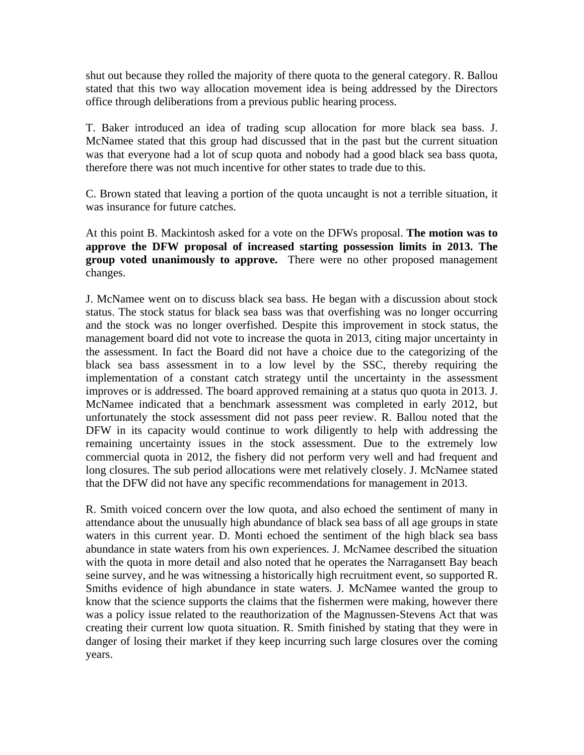shut out because they rolled the majority of there quota to the general category. R. Ballou stated that this two way allocation movement idea is being addressed by the Directors office through deliberations from a previous public hearing process.

T. Baker introduced an idea of trading scup allocation for more black sea bass. J. McNamee stated that this group had discussed that in the past but the current situation was that everyone had a lot of scup quota and nobody had a good black sea bass quota, therefore there was not much incentive for other states to trade due to this.

C. Brown stated that leaving a portion of the quota uncaught is not a terrible situation, it was insurance for future catches.

At this point B. Mackintosh asked for a vote on the DFWs proposal. **The motion was to approve the DFW proposal of increased starting possession limits in 2013. The group voted unanimously to approve.** There were no other proposed management changes.

J. McNamee went on to discuss black sea bass. He began with a discussion about stock status. The stock status for black sea bass was that overfishing was no longer occurring and the stock was no longer overfished. Despite this improvement in stock status, the management board did not vote to increase the quota in 2013, citing major uncertainty in the assessment. In fact the Board did not have a choice due to the categorizing of the black sea bass assessment in to a low level by the SSC, thereby requiring the implementation of a constant catch strategy until the uncertainty in the assessment improves or is addressed. The board approved remaining at a status quo quota in 2013. J. McNamee indicated that a benchmark assessment was completed in early 2012, but unfortunately the stock assessment did not pass peer review. R. Ballou noted that the DFW in its capacity would continue to work diligently to help with addressing the remaining uncertainty issues in the stock assessment. Due to the extremely low commercial quota in 2012, the fishery did not perform very well and had frequent and long closures. The sub period allocations were met relatively closely. J. McNamee stated that the DFW did not have any specific recommendations for management in 2013.

R. Smith voiced concern over the low quota, and also echoed the sentiment of many in attendance about the unusually high abundance of black sea bass of all age groups in state waters in this current year. D. Monti echoed the sentiment of the high black sea bass abundance in state waters from his own experiences. J. McNamee described the situation with the quota in more detail and also noted that he operates the Narragansett Bay beach seine survey, and he was witnessing a historically high recruitment event, so supported R. Smiths evidence of high abundance in state waters. J. McNamee wanted the group to know that the science supports the claims that the fishermen were making, however there was a policy issue related to the reauthorization of the Magnussen-Stevens Act that was creating their current low quota situation. R. Smith finished by stating that they were in danger of losing their market if they keep incurring such large closures over the coming years.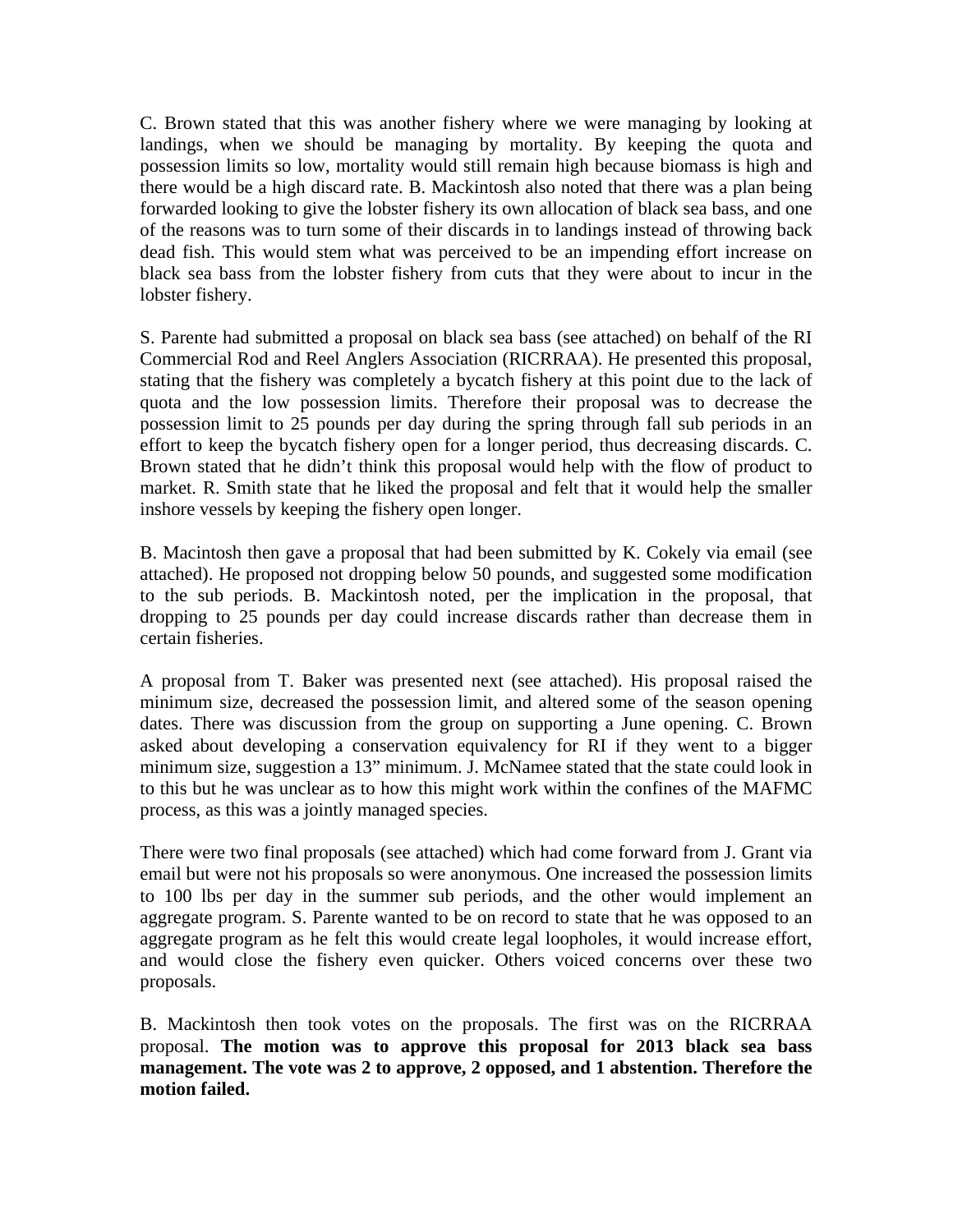C. Brown stated that this was another fishery where we were managing by looking at landings, when we should be managing by mortality. By keeping the quota and possession limits so low, mortality would still remain high because biomass is high and there would be a high discard rate. B. Mackintosh also noted that there was a plan being forwarded looking to give the lobster fishery its own allocation of black sea bass, and one of the reasons was to turn some of their discards in to landings instead of throwing back dead fish. This would stem what was perceived to be an impending effort increase on black sea bass from the lobster fishery from cuts that they were about to incur in the lobster fishery.

S. Parente had submitted a proposal on black sea bass (see attached) on behalf of the RI Commercial Rod and Reel Anglers Association (RICRRAA). He presented this proposal, stating that the fishery was completely a bycatch fishery at this point due to the lack of quota and the low possession limits. Therefore their proposal was to decrease the possession limit to 25 pounds per day during the spring through fall sub periods in an effort to keep the bycatch fishery open for a longer period, thus decreasing discards. C. Brown stated that he didn't think this proposal would help with the flow of product to market. R. Smith state that he liked the proposal and felt that it would help the smaller inshore vessels by keeping the fishery open longer.

B. Macintosh then gave a proposal that had been submitted by K. Cokely via email (see attached). He proposed not dropping below 50 pounds, and suggested some modification to the sub periods. B. Mackintosh noted, per the implication in the proposal, that dropping to 25 pounds per day could increase discards rather than decrease them in certain fisheries.

A proposal from T. Baker was presented next (see attached). His proposal raised the minimum size, decreased the possession limit, and altered some of the season opening dates. There was discussion from the group on supporting a June opening. C. Brown asked about developing a conservation equivalency for RI if they went to a bigger minimum size, suggestion a 13" minimum. J. McNamee stated that the state could look in to this but he was unclear as to how this might work within the confines of the MAFMC process, as this was a jointly managed species.

There were two final proposals (see attached) which had come forward from J. Grant via email but were not his proposals so were anonymous. One increased the possession limits to 100 lbs per day in the summer sub periods, and the other would implement an aggregate program. S. Parente wanted to be on record to state that he was opposed to an aggregate program as he felt this would create legal loopholes, it would increase effort, and would close the fishery even quicker. Others voiced concerns over these two proposals.

B. Mackintosh then took votes on the proposals. The first was on the RICRRAA proposal. **The motion was to approve this proposal for 2013 black sea bass management. The vote was 2 to approve, 2 opposed, and 1 abstention. Therefore the motion failed.**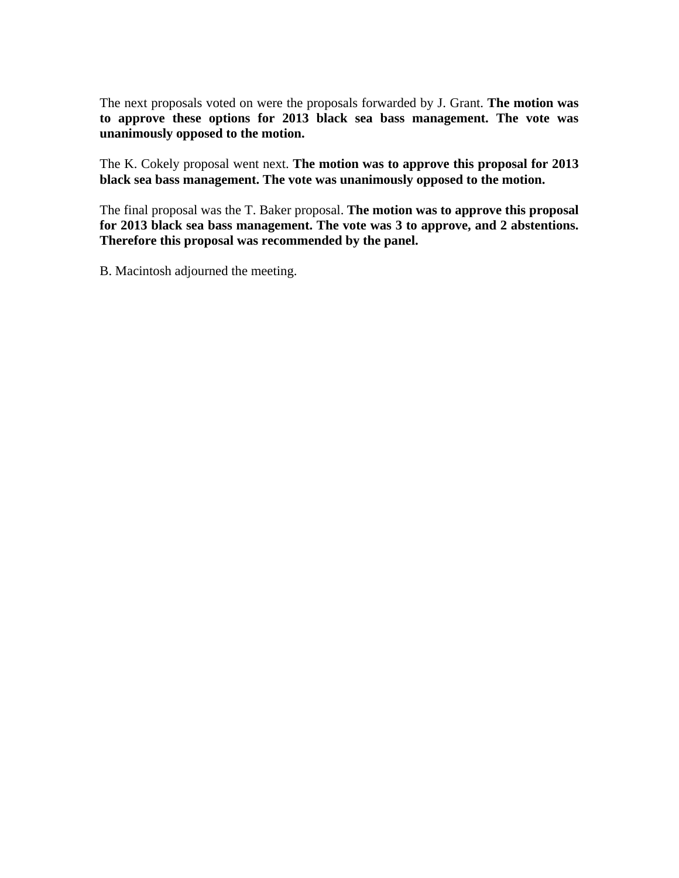The next proposals voted on were the proposals forwarded by J. Grant. **The motion was to approve these options for 2013 black sea bass management. The vote was unanimously opposed to the motion.**

The K. Cokely proposal went next. **The motion was to approve this proposal for 2013 black sea bass management. The vote was unanimously opposed to the motion.**

The final proposal was the T. Baker proposal. **The motion was to approve this proposal for 2013 black sea bass management. The vote was 3 to approve, and 2 abstentions. Therefore this proposal was recommended by the panel.**

B. Macintosh adjourned the meeting.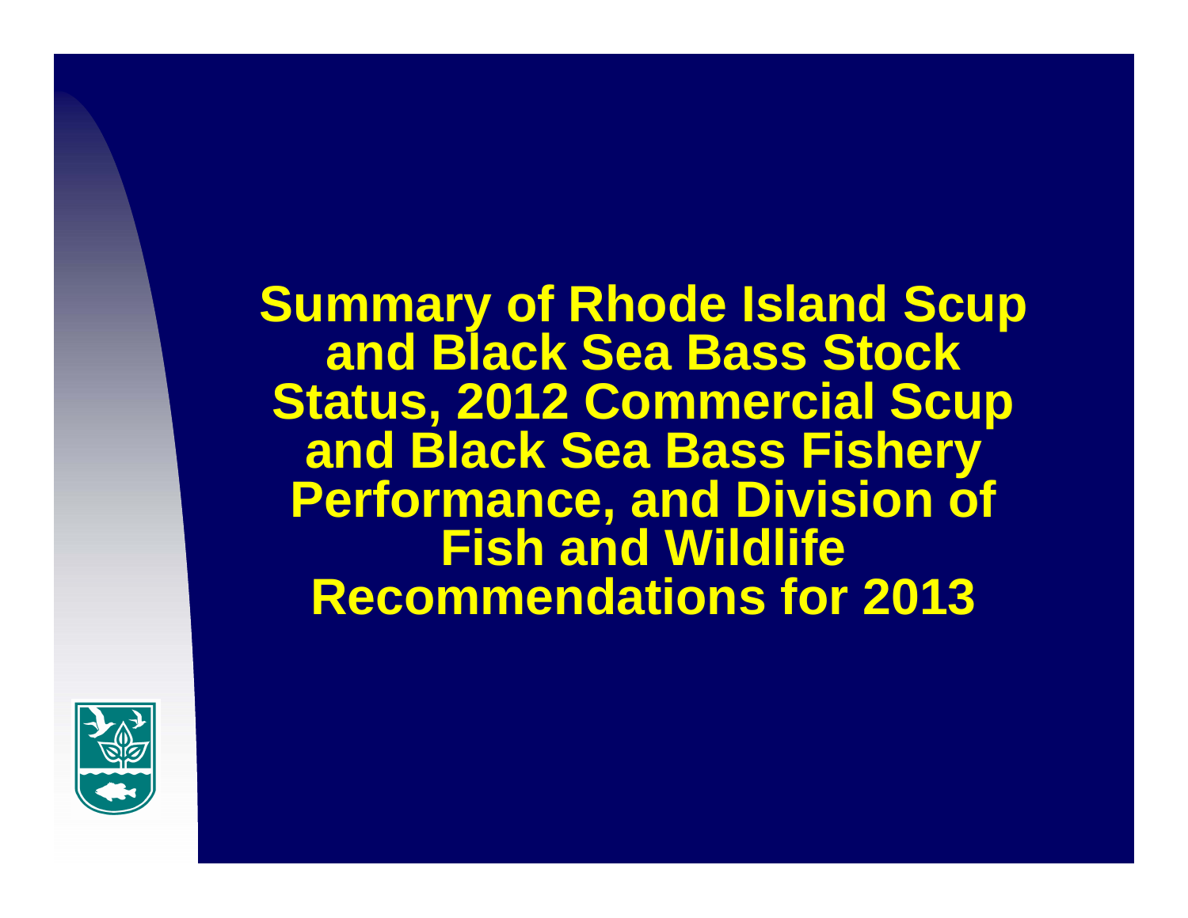# Summary of Rhode Island Scup and Black Sea Bass Stock Status, 2012 Commercial Scup and Black Sea Bass Fishery Performance, and Division of Fish and Wildlife Recommendations for 2013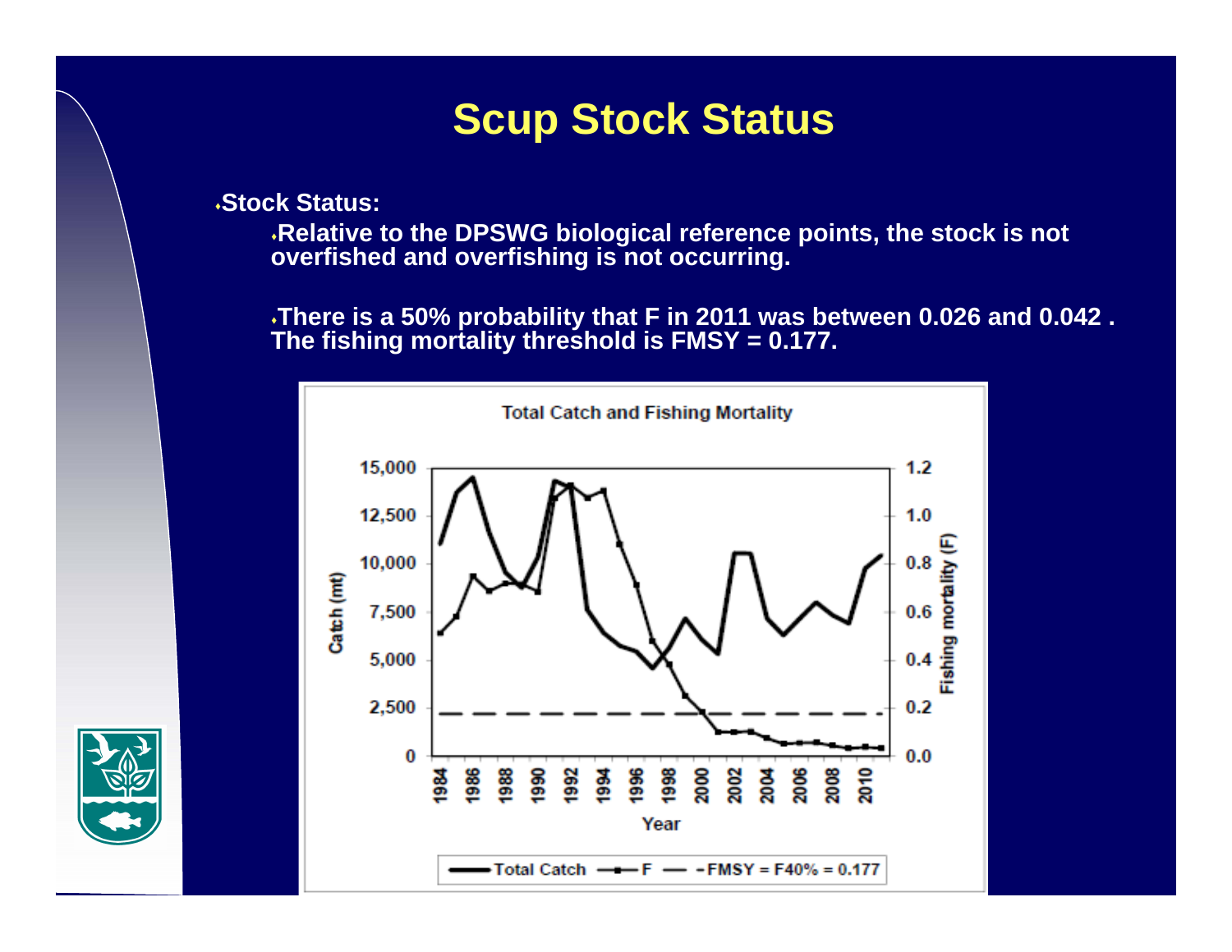# Scup Stock Status

- **Stock Status:**
  - **Relative to the DPSWG biological reference points, the stock is not overfished and overfishing is not occurring.**
  - **There is a 50% probability that F in 2011 was between 0.026 and 0.042 . The fishing mortality threshold is FMSY = 0.177.**

Total Catch and Fishing Mortality

Total Catch — F — FMSY = F40% = 0.177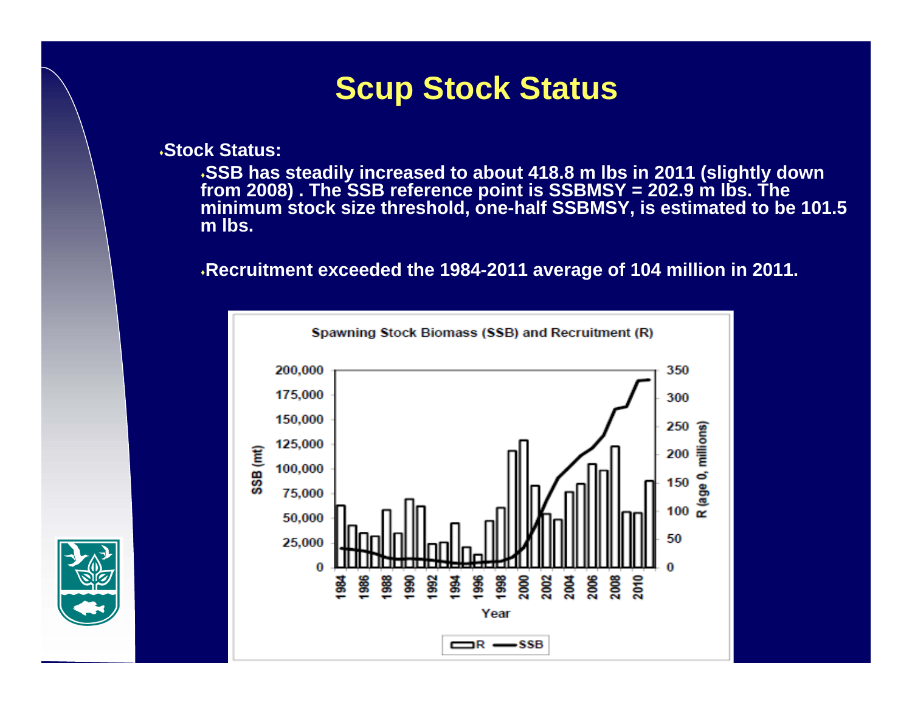# Scup Stock Status

- **Stock Status:**
  - **SSB has steadily increased to about 418.8 m lbs in 2011 (slightly down from 2008) . The SSB reference point is SSBMSY = 202.9 m lbs. The minimum stock size threshold, one-half SSBMSY, is estimated to be 101.5 m lbs.**
  - **Recruitment exceeded the 1984-2011 average of 104 million in 2011.**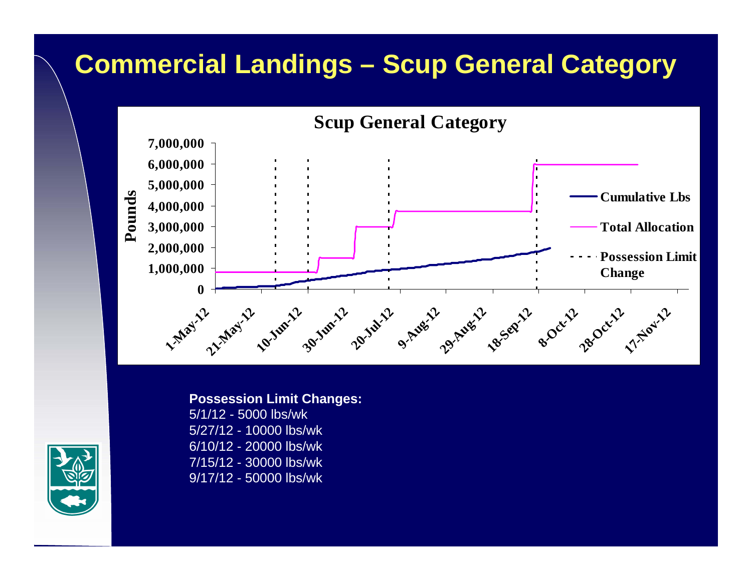# Commercial Landings – Scup General Category

**Scup General Category**

Pounds

7,000,000
6,000,000
5,000,000
4,000,000
3,000,000
2,000,000
1,000,000
0

1-May-12, 21-May-12, 10-Jun-12, 30-Jun-12, 20-Jul-12, 9-Aug-12, 29-Aug-12, 18-Sep-12, 8-Oct-12, 28-Oct-12, 17-Nov-12

Cumulative Lbs

Total Allocation

Possession Limit Change

**Possession Limit Changes:**

5/1/12 - 5000 lbs/wk
5/27/12 - 10000 lbs/wk
6/10/12 - 20000 lbs/wk
7/15/12 - 30000 lbs/wk
9/17/12 - 50000 lbs/wk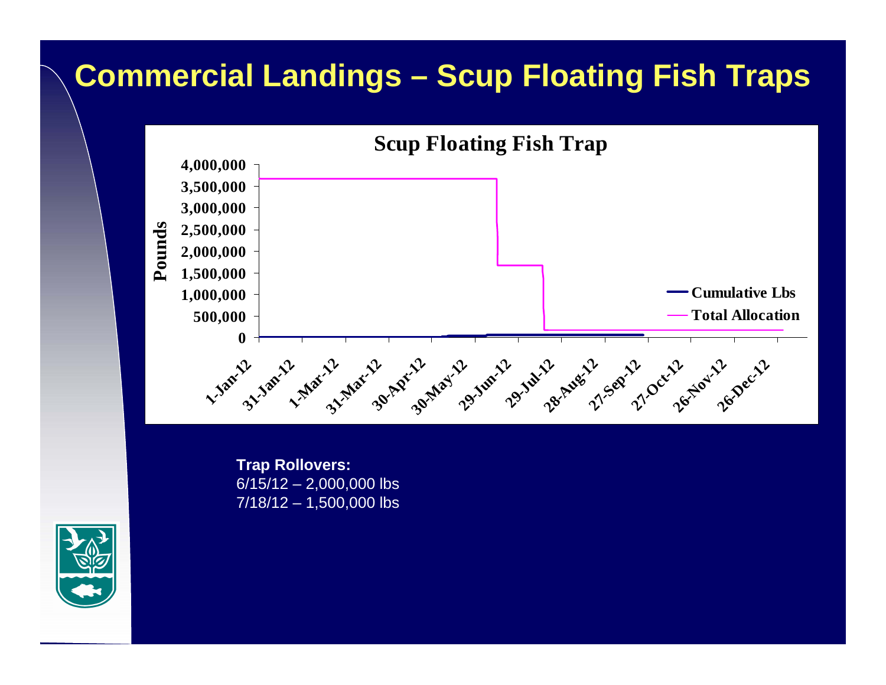# Commercial Landings – Scup Floating Fish Traps

**Scup Floating Fish Trap**

Pounds

4,000,000
3,500,000
3,000,000
2,500,000
2,000,000
1,500,000
1,000,000
500,000
0

1-Jan-12, 31-Jan-12, 1-Mar-12, 31-Mar-12, 30-Apr-12, 30-May-12, 29-Jun-12, 29-Jul-12, 28-Aug-12, 27-Sep-12, 27-Oct-12, 26-Nov-12, 26-Dec-12

Cumulative Lbs
Total Allocation

**Trap Rollovers:**
6/15/12 – 2,000,000 lbs
7/18/12 – 1,500,000 lbs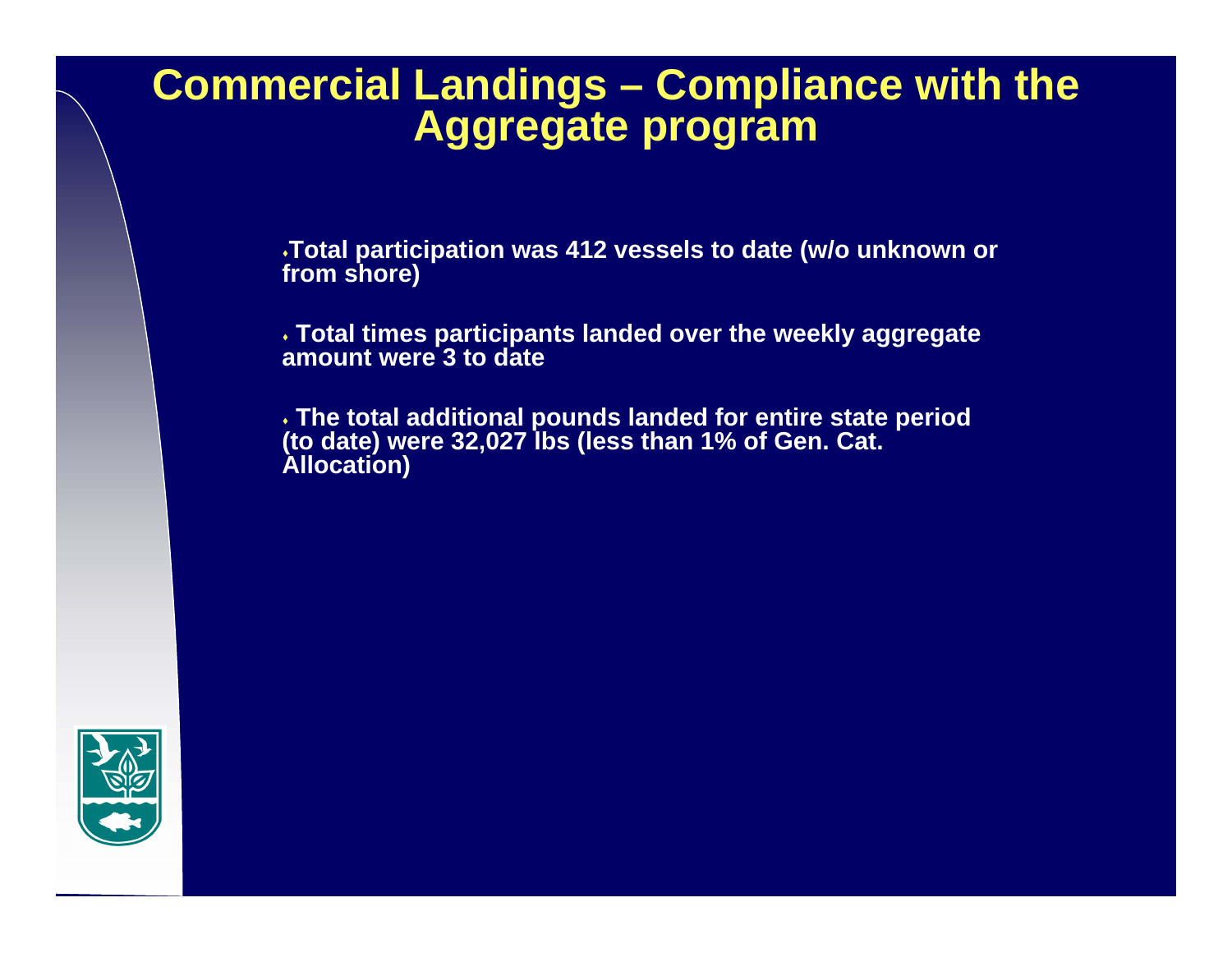# Commercial Landings – Compliance with the Aggregate program

- Total participation was 412 vessels to date (w/o unknown or from shore)
- Total times participants landed over the weekly aggregate amount were 3 to date
- The total additional pounds landed for entire state period (to date) were 32,027 lbs (less than 1% of Gen. Cat. Allocation)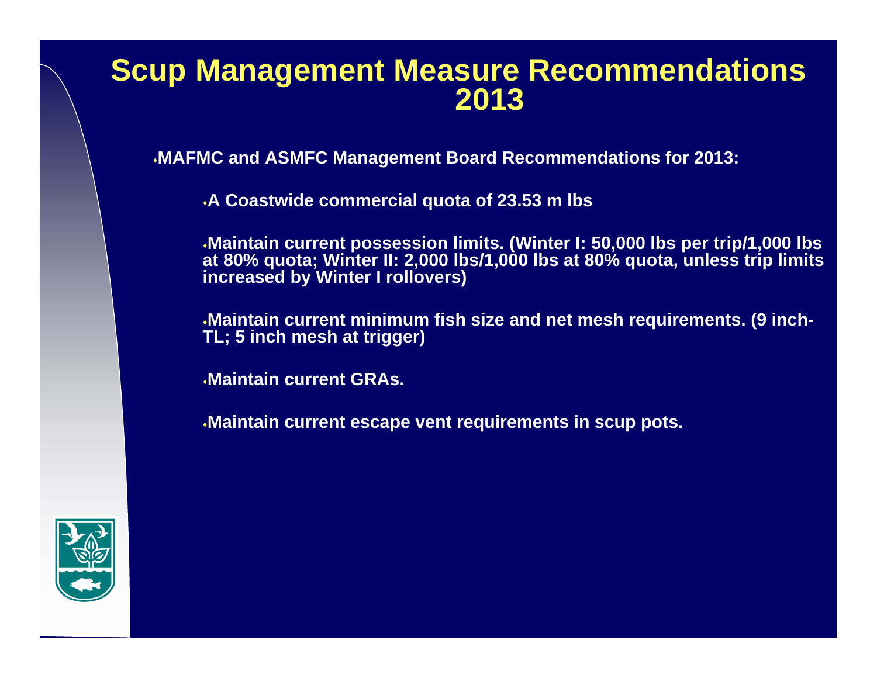# Scup Management Measure Recommendations 2013

- MAFMC and ASMFC Management Board Recommendations for 2013:
  - A Coastwide commercial quota of 23.53 m lbs
  - Maintain current possession limits. (Winter I: 50,000 lbs per trip/1,000 lbs at 80% quota; Winter II: 2,000 lbs/1,000 lbs at 80% quota, unless trip limits increased by Winter I rollovers)
  - Maintain current minimum fish size and net mesh requirements. (9 inch-TL; 5 inch mesh at trigger)
  - Maintain current GRAs.
  - Maintain current escape vent requirements in scup pots.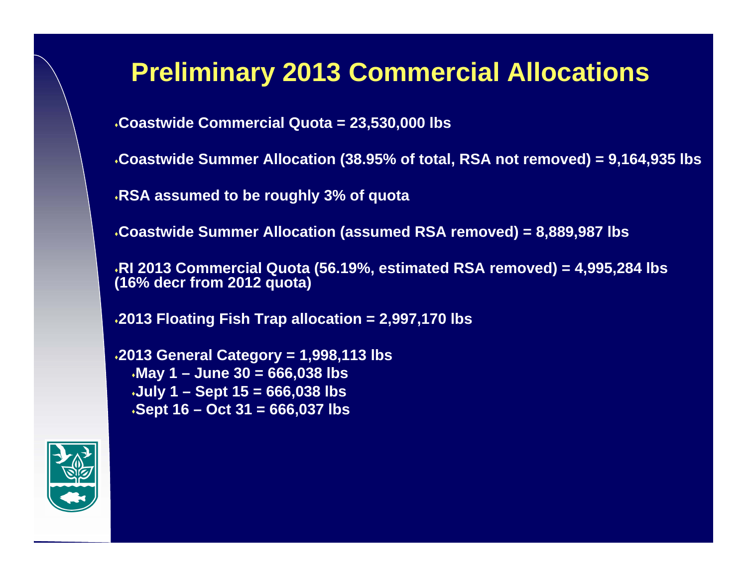# Preliminary 2013 Commercial Allocations

- Coastwide Commercial Quota = 23,530,000 lbs
- Coastwide Summer Allocation (38.95% of total, RSA not removed) = 9,164,935 lbs
- RSA assumed to be roughly 3% of quota
- Coastwide Summer Allocation (assumed RSA removed) = 8,889,987 lbs
- RI 2013 Commercial Quota (56.19%, estimated RSA removed) = 4,995,284 lbs (16% decr from 2012 quota)
- 2013 Floating Fish Trap allocation = 2,997,170 lbs
- 2013 General Category = 1,998,113 lbs
  - May 1 – June 30 = 666,038 lbs
  - July 1 – Sept 15 = 666,038 lbs
  - Sept 16 – Oct 31 = 666,037 lbs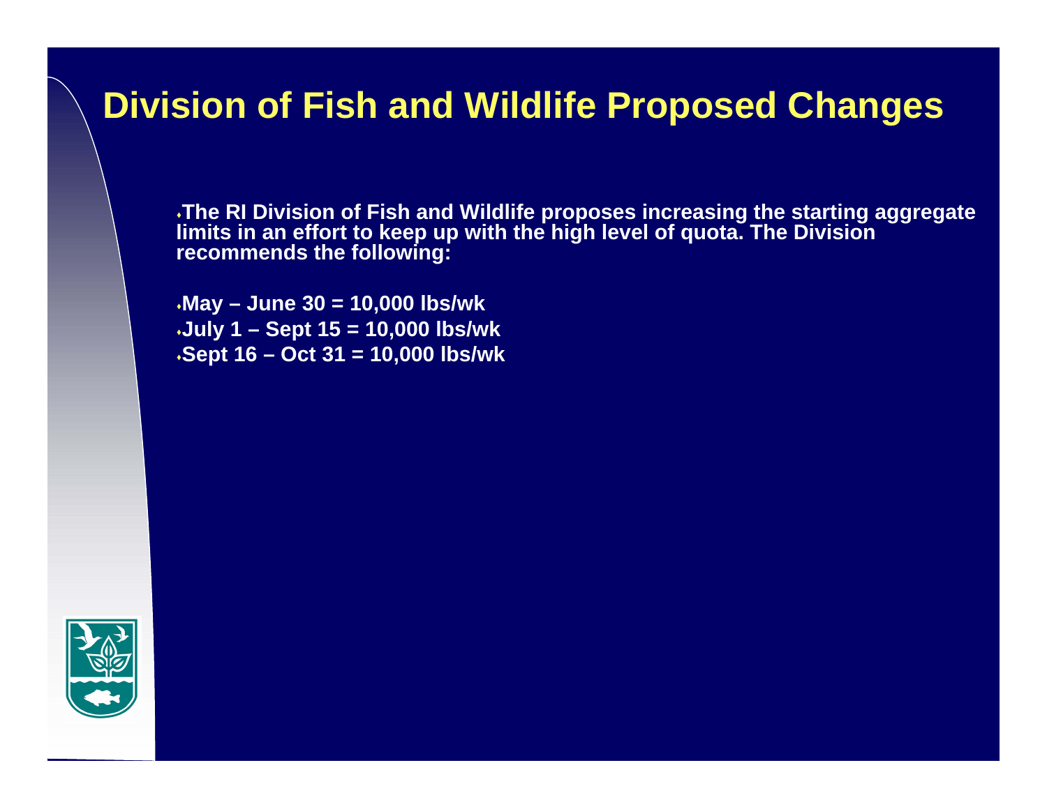# Division of Fish and Wildlife Proposed Changes

- The RI Division of Fish and Wildlife proposes increasing the starting aggregate limits in an effort to keep up with the high level of quota. The Division recommends the following:

- May – June 30 = 10,000 lbs/wk
- July 1 – Sept 15 = 10,000 lbs/wk
- Sept 16 – Oct 31 = 10,000 lbs/wk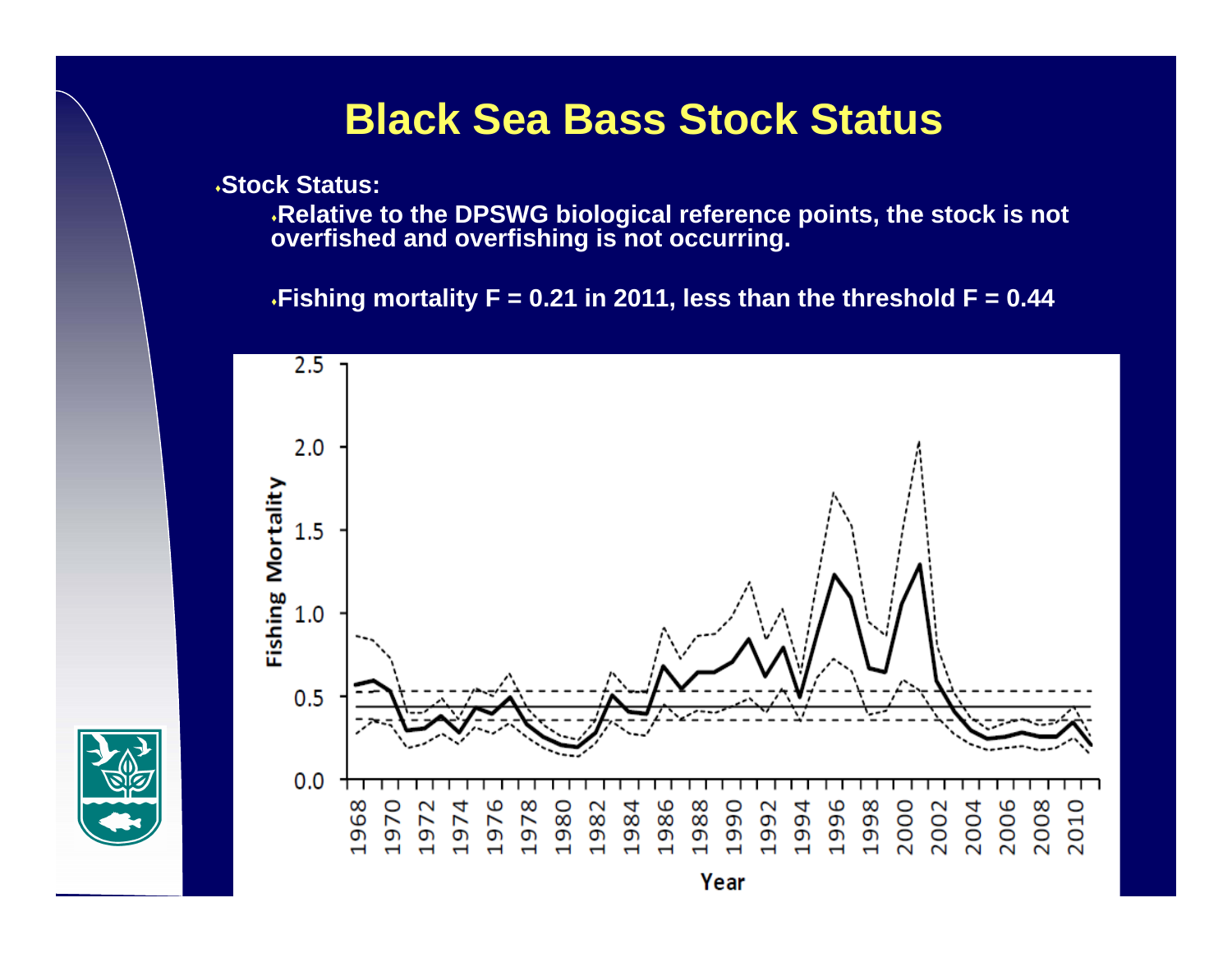# Black Sea Bass Stock Status

- **Stock Status:**
  - **Relative to the DPSWG biological reference points, the stock is not overfished and overfishing is not occurring.**
  - **Fishing mortality F = 0.21 in 2011, less than the threshold F = 0.44**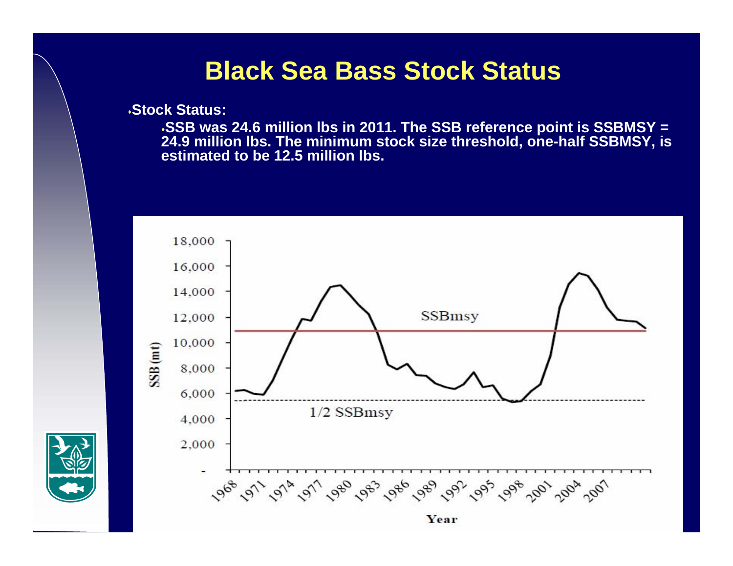# Black Sea Bass Stock Status

- **Stock Status:**
  - **SSB was 24.6 million lbs in 2011. The SSB reference point is SSBMSY = 24.9 million lbs. The minimum stock size threshold, one-half SSBMSY, is estimated to be 12.5 million lbs.**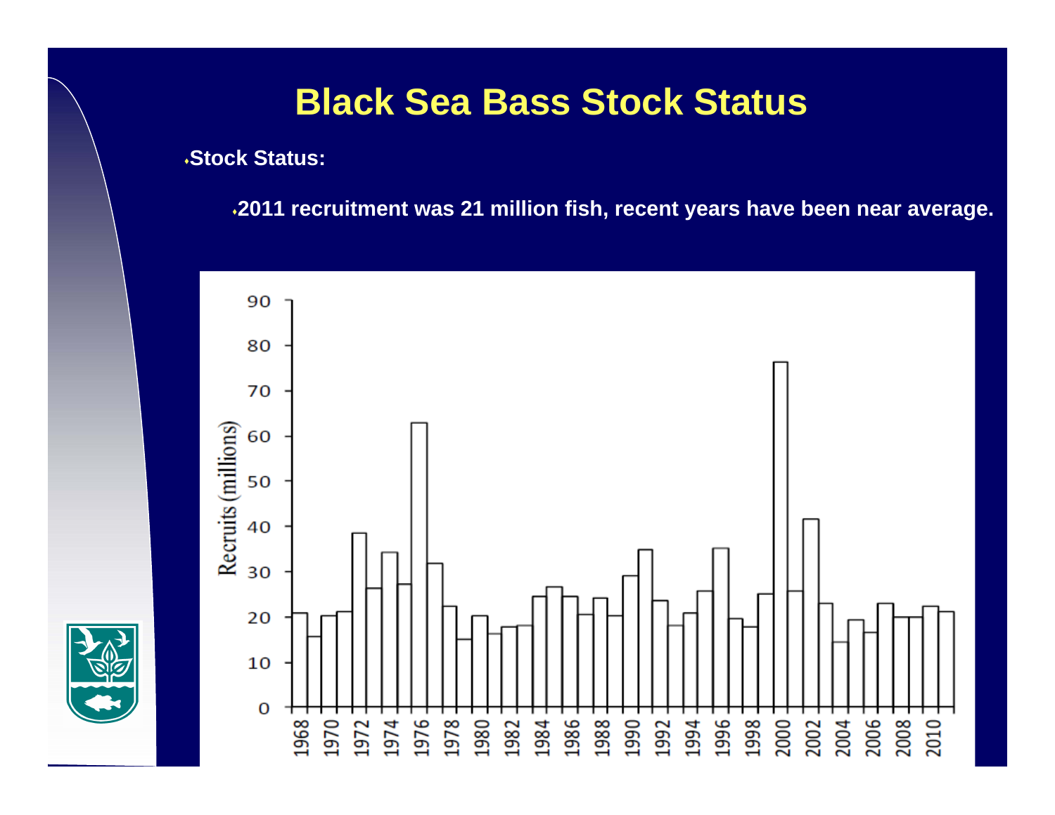# Black Sea Bass Stock Status

- **Stock Status:**
  - **2011 recruitment was 21 million fish, recent years have been near average.**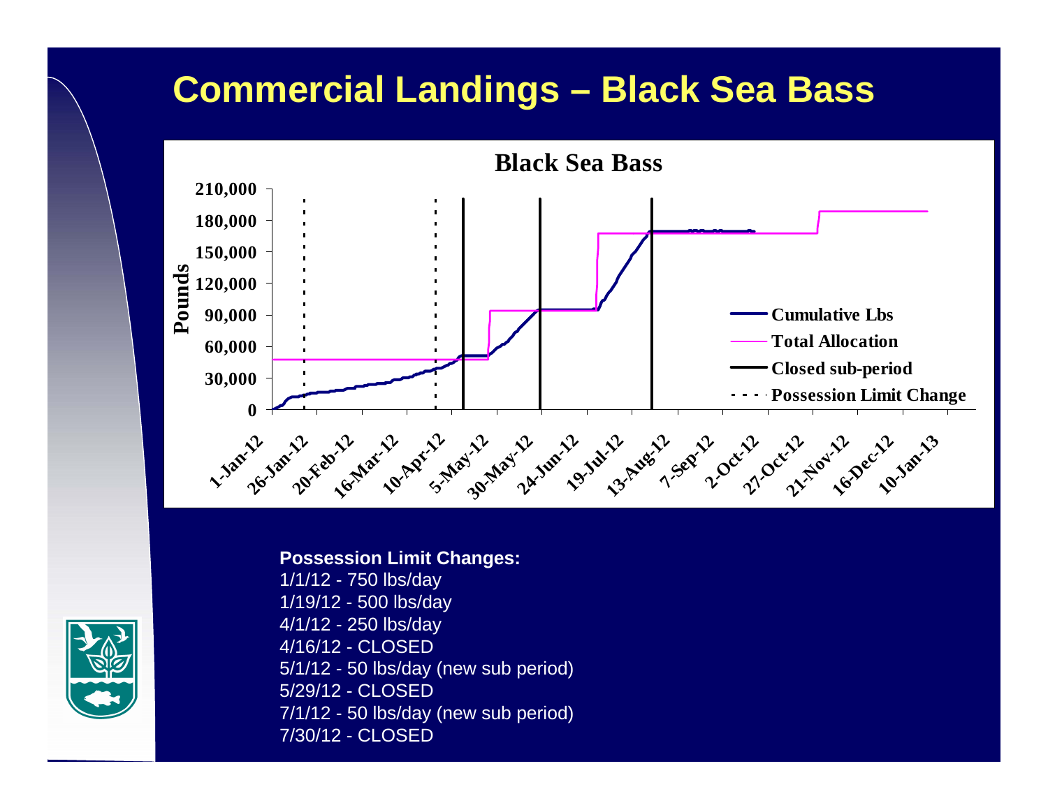# Commercial Landings – Black Sea Bass

**Black Sea Bass**

Pounds: 0, 30,000, 60,000, 90,000, 120,000, 150,000, 180,000, 210,000

1-Jan-12, 26-Jan-12, 20-Feb-12, 16-Mar-12, 10-Apr-12, 5-May-12, 30-May-12, 24-Jun-12, 19-Jul-12, 13-Aug-12, 7-Sep-12, 2-Oct-12, 27-Oct-12, 21-Nov-12, 16-Dec-12, 10-Jan-13

- Cumulative Lbs
- Total Allocation
- Closed sub-period
- Possession Limit Change

**Possession Limit Changes:**

1/1/12 - 750 lbs/day
1/19/12 - 500 lbs/day
4/1/12 - 250 lbs/day
4/16/12 - CLOSED
5/1/12 - 50 lbs/day (new sub period)
5/29/12 - CLOSED
7/1/12 - 50 lbs/day (new sub period)
7/30/12 - CLOSED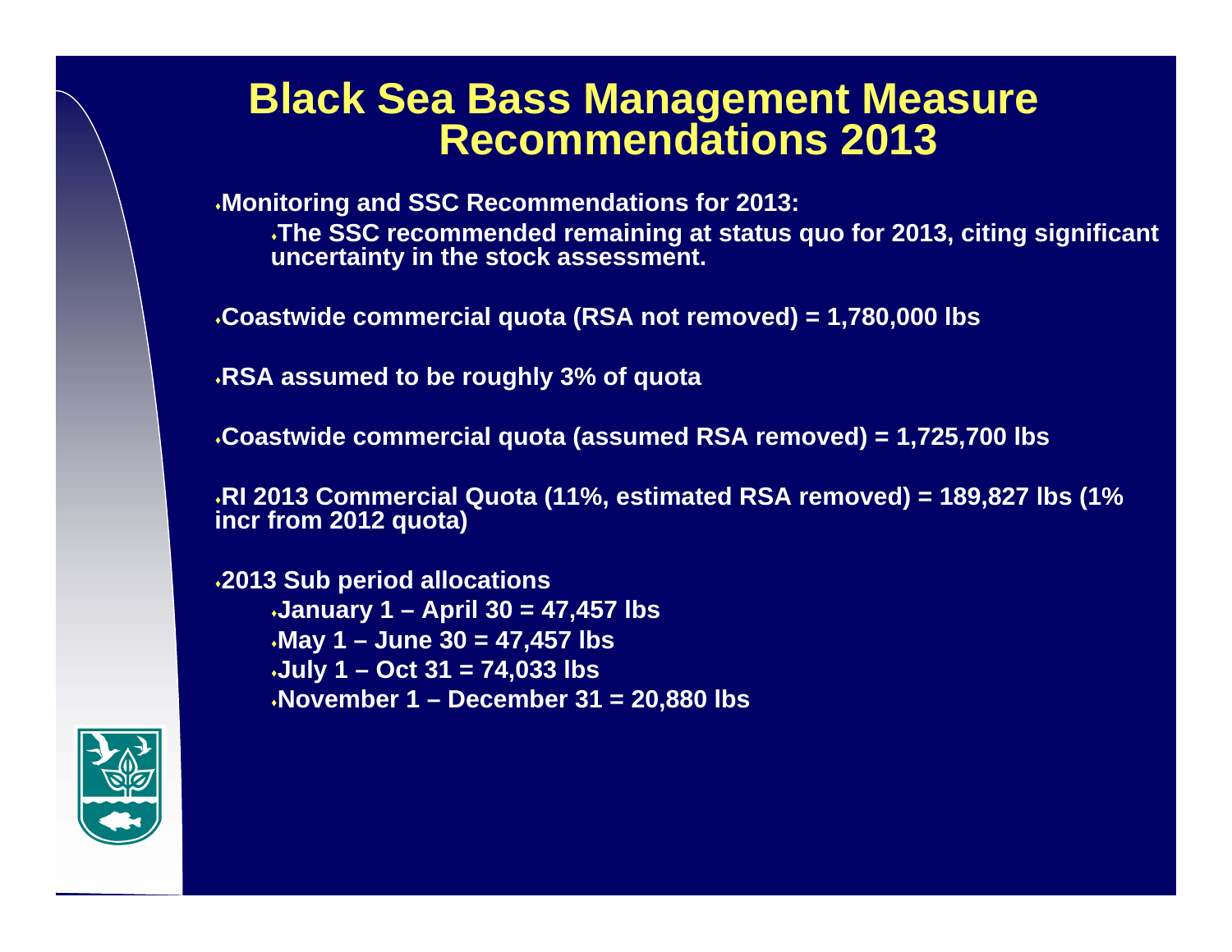# Black Sea Bass Management Measure Recommendations 2013

- Monitoring and SSC Recommendations for 2013:
  - The SSC recommended remaining at status quo for 2013, citing significant uncertainty in the stock assessment.
- Coastwide commercial quota (RSA not removed) = 1,780,000 lbs
- RSA assumed to be roughly 3% of quota
- Coastwide commercial quota (assumed RSA removed) = 1,725,700 lbs
- RI 2013 Commercial Quota (11%, estimated RSA removed) = 189,827 lbs (1% incr from 2012 quota)
- 2013 Sub period allocations
  - January 1 – April 30 = 47,457 lbs
  - May 1 – June 30 = 47,457 lbs
  - July 1 – Oct 31 = 74,033 lbs
  - November 1 – December 31 = 20,880 lbs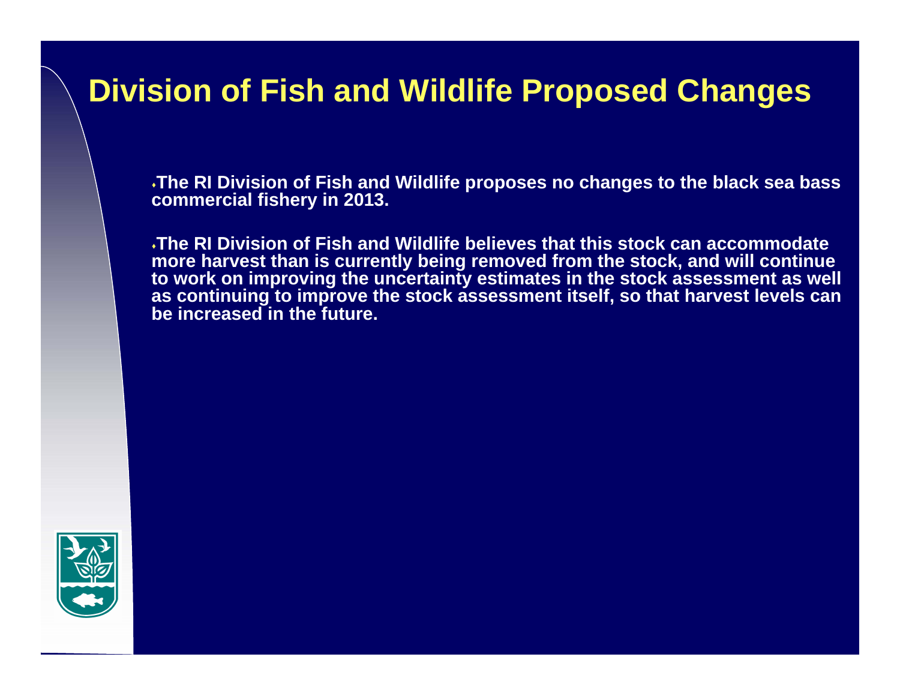# Division of Fish and Wildlife Proposed Changes

- The RI Division of Fish and Wildlife proposes no changes to the black sea bass commercial fishery in 2013.

- The RI Division of Fish and Wildlife believes that this stock can accommodate more harvest than is currently being removed from the stock, and will continue to work on improving the uncertainty estimates in the stock assessment as well as continuing to improve the stock assessment itself, so that harvest levels can be increased in the future.